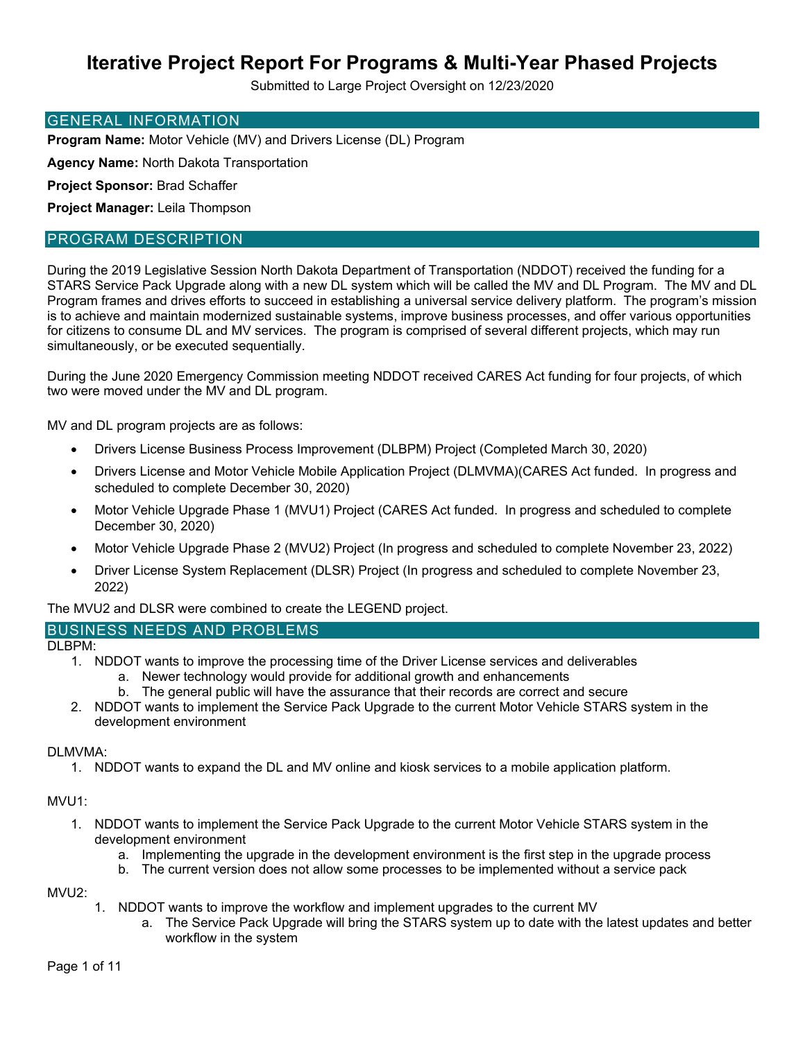# Iterative Project Report For Programs & Multi-Year Phased Projects

Submitted to Large Project Oversight on 12/23/2020

## GENERAL INFORMATION

**Program Name:** Motor Vehicle (MV) and Drivers License (DL) Program

**Agency Name:** North Dakota Transportation

**Project Sponsor:** Brad Schaffer

**Project Manager:** Leila Thompson

## PROGRAM DESCRIPTION

During the 2019 Legislative Session North Dakota Department of Transportation (NDDOT) received the funding for a STARS Service Pack Upgrade along with a new DL system which will be called the MV and DL Program. The MV and DL Program frames and drives efforts to succeed in establishing a universal service delivery platform. The program's mission is to achieve and maintain modernized sustainable systems, improve business processes, and offer various opportunities for citizens to consume DL and MV services. The program is comprised of several different projects, which may run simultaneously, or be executed sequentially.

During the June 2020 Emergency Commission meeting NDDOT received CARES Act funding for four projects, of which two were moved under the MV and DL program.

MV and DL program projects are as follows:

- Drivers License Business Process Improvement (DLBPM) Project (Completed March 30, 2020)
- Drivers License and Motor Vehicle Mobile Application Project (DLMVMA)(CARES Act funded. In progress and scheduled to complete December 30, 2020)
- Motor Vehicle Upgrade Phase 1 (MVU1) Project (CARES Act funded. In progress and scheduled to complete December 30, 2020)
- Motor Vehicle Upgrade Phase 2 (MVU2) Project (In progress and scheduled to complete November 23, 2022)
- Driver License System Replacement (DLSR) Project (In progress and scheduled to complete November 23, 2022)

The MVU2 and DLSR were combined to create the LEGEND project.

## BUSINESS NEEDS AND PROBLEMS

DLBPM:

1. NDDOT wants to improve the processing time of the Driver License services and deliverables
   a. Newer technology would provide for additional growth and enhancements
   b. The general public will have the assurance that their records are correct and secure
2. NDDOT wants to implement the Service Pack Upgrade to the current Motor Vehicle STARS system in the development environment

DLMVMA:

1. NDDOT wants to expand the DL and MV online and kiosk services to a mobile application platform.

MVU1:

1. NDDOT wants to implement the Service Pack Upgrade to the current Motor Vehicle STARS system in the development environment
   a. Implementing the upgrade in the development environment is the first step in the upgrade process
   b. The current version does not allow some processes to be implemented without a service pack

MVU2:

1. NDDOT wants to improve the workflow and implement upgrades to the current MV
   a. The Service Pack Upgrade will bring the STARS system up to date with the latest updates and better workflow in the system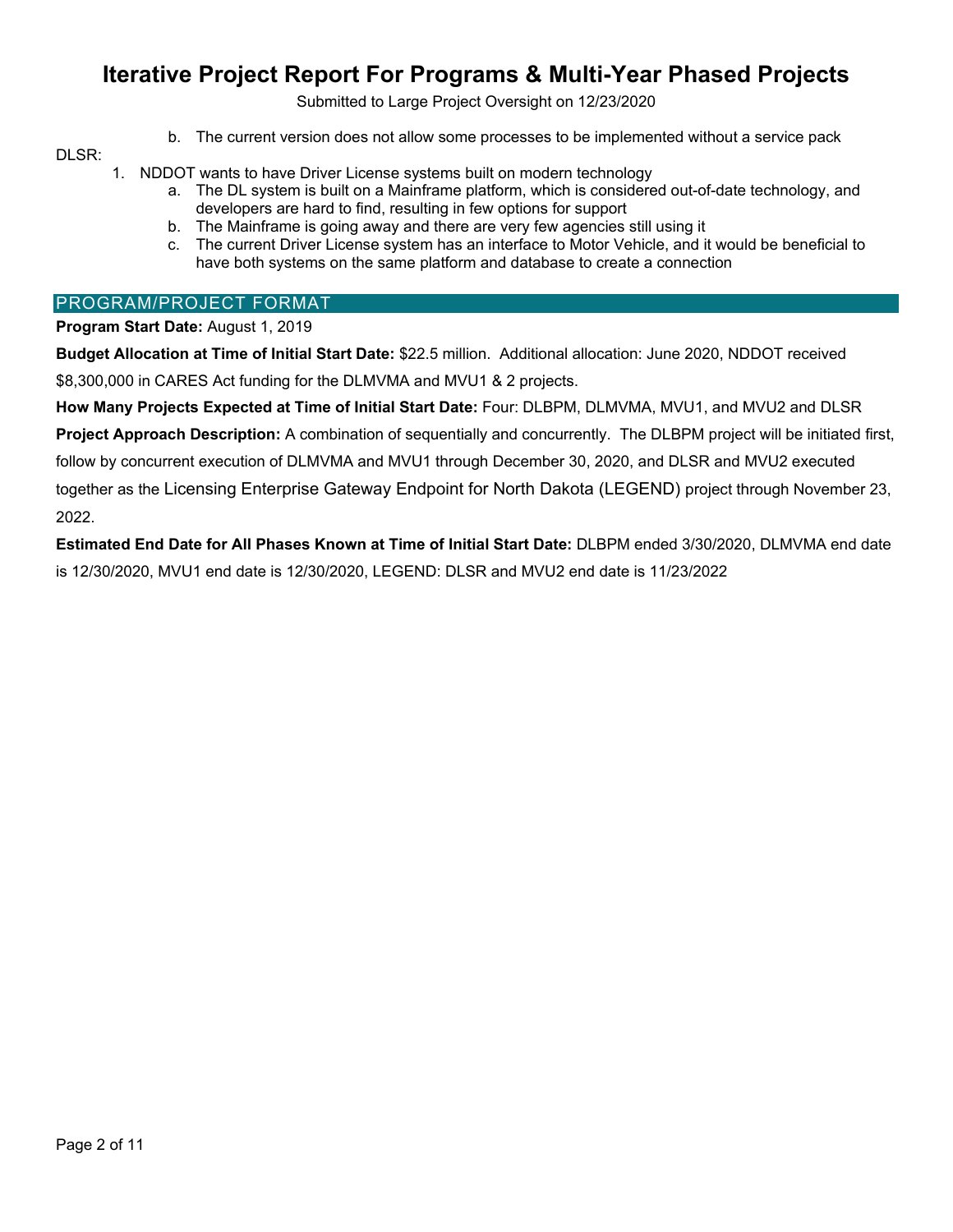b. The current version does not allow some processes to be implemented without a service pack

DLSR:

1. NDDOT wants to have Driver License systems built on modern technology
   a. The DL system is built on a Mainframe platform, which is considered out-of-date technology, and developers are hard to find, resulting in few options for support
   b. The Mainframe is going away and there are very few agencies still using it
   c. The current Driver License system has an interface to Motor Vehicle, and it would be beneficial to have both systems on the same platform and database to create a connection

## PROGRAM/PROJECT FORMAT

**Program Start Date:** August 1, 2019

**Budget Allocation at Time of Initial Start Date:** $22.5 million. Additional allocation: June 2020, NDDOT received $8,300,000 in CARES Act funding for the DLMVMA and MVU1 & 2 projects.

**How Many Projects Expected at Time of Initial Start Date:** Four: DLBPM, DLMVMA, MVU1, and MVU2 and DLSR

**Project Approach Description:** A combination of sequentially and concurrently. The DLBPM project will be initiated first, follow by concurrent execution of DLMVMA and MVU1 through December 30, 2020, and DLSR and MVU2 executed together as the Licensing Enterprise Gateway Endpoint for North Dakota (LEGEND) project through November 23, 2022.

**Estimated End Date for All Phases Known at Time of Initial Start Date:** DLBPM ended 3/30/2020, DLMVMA end date is 12/30/2020, MVU1 end date is 12/30/2020, LEGEND: DLSR and MVU2 end date is 11/23/2022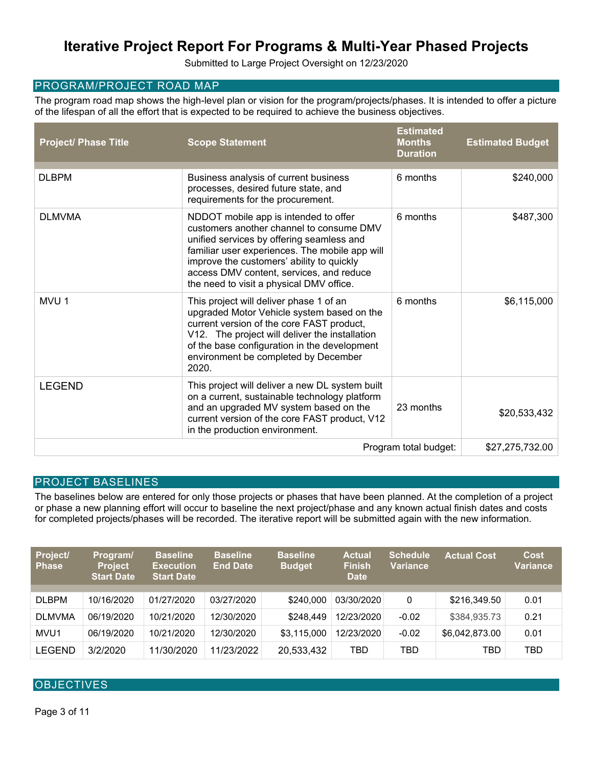# Iterative Project Report For Programs & Multi-Year Phased Projects

Submitted to Large Project Oversight on 12/23/2020

## PROGRAM/PROJECT ROAD MAP

The program road map shows the high-level plan or vision for the program/projects/phases. It is intended to offer a picture of the lifespan of all the effort that is expected to be required to achieve the business objectives.

| Project/ Phase Title | Scope Statement | Estimated Months Duration | Estimated Budget |
|---|---|---|---|
| DLBPM | Business analysis of current business processes, desired future state, and requirements for the procurement. | 6 months | $240,000 |
| DLMVMA | NDDOT mobile app is intended to offer customers another channel to consume DMV unified services by offering seamless and familiar user experiences. The mobile app will improve the customers' ability to quickly access DMV content, services, and reduce the need to visit a physical DMV office. | 6 months | $487,300 |
| MVU 1 | This project will deliver phase 1 of an upgraded Motor Vehicle system based on the current version of the core FAST product, V12. The project will deliver the installation of the base configuration in the development environment be completed by December 2020. | 6 months | $6,115,000 |
| LEGEND | This project will deliver a new DL system built on a current, sustainable technology platform and an upgraded MV system based on the current version of the core FAST product, V12 in the production environment. | 23 months | $20,533,432 |
| | | Program total budget: | $27,275,732.00 |

## PROJECT BASELINES

The baselines below are entered for only those projects or phases that have been planned. At the completion of a project or phase a new planning effort will occur to baseline the next project/phase and any known actual finish dates and costs for completed projects/phases will be recorded. The iterative report will be submitted again with the new information.

| Project/ Phase | Program/ Project Start Date | Baseline Execution Start Date | Baseline End Date | Baseline Budget | Actual Finish Date | Schedule Variance | Actual Cost | Cost Variance |
|---|---|---|---|---|---|---|---|---|
| DLBPM | 10/16/2020 | 01/27/2020 | 03/27/2020 | $240,000 | 03/30/2020 | 0 | $216,349.50 | 0.01 |
| DLMVMA | 06/19/2020 | 10/21/2020 | 12/30/2020 | $248,449 | 12/23/2020 | -0.02 | $384,935.73 | 0.21 |
| MVU1 | 06/19/2020 | 10/21/2020 | 12/30/2020 | $3,115,000 | 12/23/2020 | -0.02 | $6,042,873.00 | 0.01 |
| LEGEND | 3/2/2020 | 11/30/2020 | 11/23/2022 | 20,533,432 | TBD | TBD | TBD | TBD |

## OBJECTIVES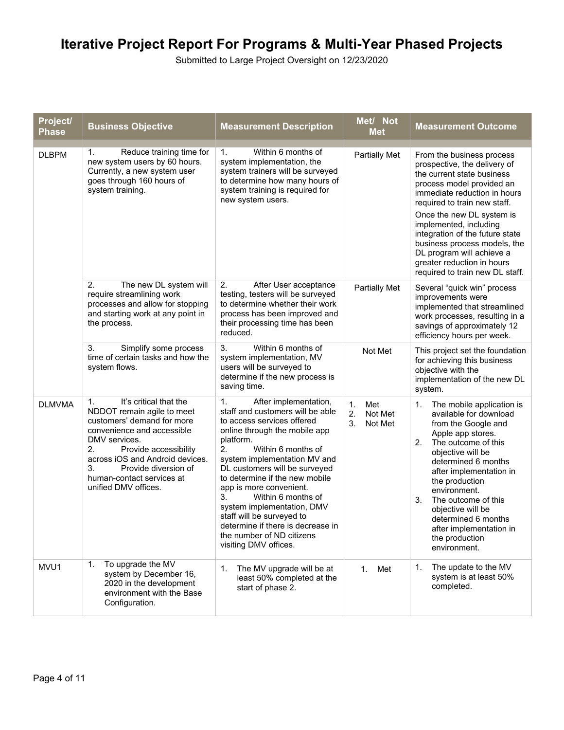# Iterative Project Report For Programs & Multi-Year Phased Projects

Submitted to Large Project Oversight on 12/23/2020

| Project/ Phase | Business Objective | Measurement Description | Met/ Not Met | Measurement Outcome |
|---|---|---|---|---|
| DLBPM | 1. Reduce training time for new system users by 60 hours. Currently, a new system user goes through 160 hours of system training. | 1. Within 6 months of system implementation, the system trainers will be surveyed to determine how many hours of system training is required for new system users. | Partially Met | From the business process prospective, the delivery of the current state business process model provided an immediate reduction in hours required to train new staff.<br>Once the new DL system is implemented, including integration of the future state business process models, the DL program will achieve a greater reduction in hours required to train new DL staff. |
| | 2. The new DL system will require streamlining work processes and allow for stopping and starting work at any point in the process. | 2. After User acceptance testing, testers will be surveyed to determine whether their work process has been improved and their processing time has been reduced. | Partially Met | Several "quick win" process improvements were implemented that streamlined work processes, resulting in a savings of approximately 12 efficiency hours per week. |
| | 3. Simplify some process time of certain tasks and how the system flows. | 3. Within 6 months of system implementation, MV users will be surveyed to determine if the new process is saving time. | Not Met | This project set the foundation for achieving this business objective with the implementation of the new DL system. |
| DLMVMA | 1. It's critical that the NDDOT remain agile to meet customers' demand for more convenience and accessible DMV services.<br>2. Provide accessibility across iOS and Android devices.<br>3. Provide diversion of human-contact services at unified DMV offices. | 1. After implementation, staff and customers will be able to access services offered online through the mobile app platform.<br>2. Within 6 months of system implementation MV and DL customers will be surveyed to determine if the new mobile app is more convenient.<br>3. Within 6 months of system implementation, DMV staff will be surveyed to determine if there is decrease in the number of ND citizens visiting DMV offices. | 1. Met<br>2. Not Met<br>3. Not Met | 1. The mobile application is available for download from the Google and Apple app stores.<br>2. The outcome of this objective will be determined 6 months after implementation in the production environment.<br>3. The outcome of this objective will be determined 6 months after implementation in the production environment. |
| MVU1 | 1. To upgrade the MV system by December 16, 2020 in the development environment with the Base Configuration. | 1. The MV upgrade will be at least 50% completed at the start of phase 2. | 1. Met | 1. The update to the MV system is at least 50% completed. |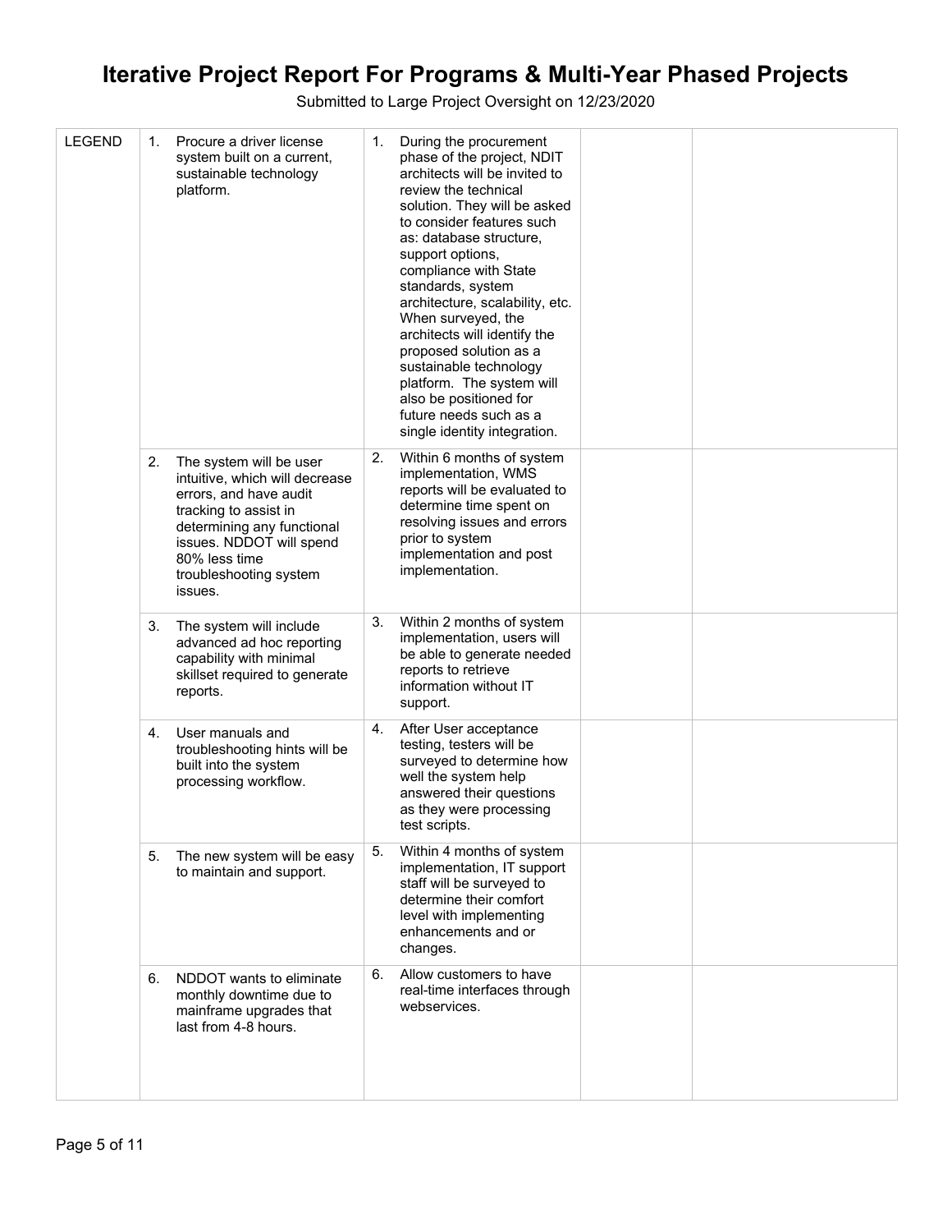# Iterative Project Report For Programs & Multi-Year Phased Projects

Submitted to Large Project Oversight on 12/23/2020

| | | | | |
|---|---|---|---|---|
| LEGEND | 1. Procure a driver license system built on a current, sustainable technology platform. | 1. During the procurement phase of the project, NDIT architects will be invited to review the technical solution. They will be asked to consider features such as: database structure, support options, compliance with State standards, system architecture, scalability, etc. When surveyed, the architects will identify the proposed solution as a sustainable technology platform. The system will also be positioned for future needs such as a single identity integration. | | |
| | 2. The system will be user intuitive, which will decrease errors, and have audit tracking to assist in determining any functional issues. NDDOT will spend 80% less time troubleshooting system issues. | 2. Within 6 months of system implementation, WMS reports will be evaluated to determine time spent on resolving issues and errors prior to system implementation and post implementation. | | |
| | 3. The system will include advanced ad hoc reporting capability with minimal skillset required to generate reports. | 3. Within 2 months of system implementation, users will be able to generate needed reports to retrieve information without IT support. | | |
| | 4. User manuals and troubleshooting hints will be built into the system processing workflow. | 4. After User acceptance testing, testers will be surveyed to determine how well the system help answered their questions as they were processing test scripts. | | |
| | 5. The new system will be easy to maintain and support. | 5. Within 4 months of system implementation, IT support staff will be surveyed to determine their comfort level with implementing enhancements and or changes. | | |
| | 6. NDDOT wants to eliminate monthly downtime due to mainframe upgrades that last from 4-8 hours. | 6. Allow customers to have real-time interfaces through webservices. | | |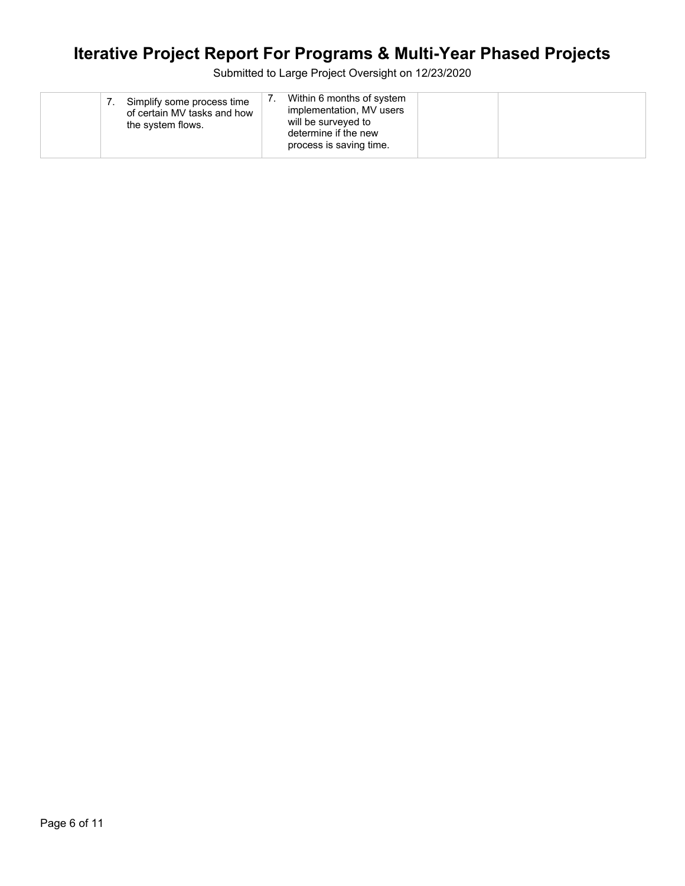|  |  |  |  |  |
|---|---|---|---|---|
|  | 7. Simplify some process time of certain MV tasks and how the system flows. | 7. Within 6 months of system implementation, MV users will be surveyed to determine if the new process is saving time. |  |  |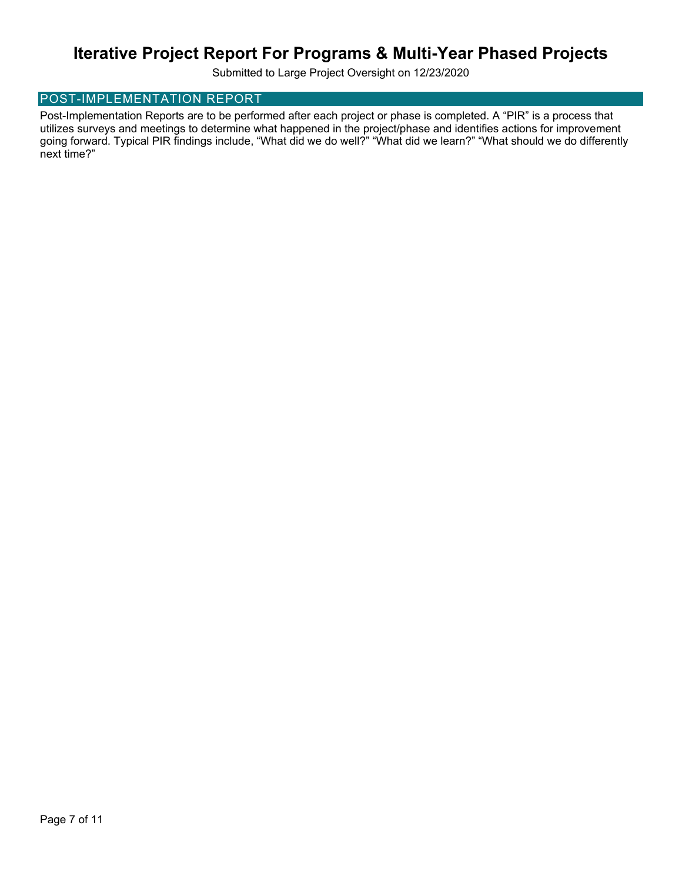# Iterative Project Report For Programs & Multi-Year Phased Projects

Submitted to Large Project Oversight on 12/23/2020

## POST-IMPLEMENTATION REPORT

Post-Implementation Reports are to be performed after each project or phase is completed. A “PIR” is a process that utilizes surveys and meetings to determine what happened in the project/phase and identifies actions for improvement going forward. Typical PIR findings include, “What did we do well?” “What did we learn?” “What should we do differently next time?”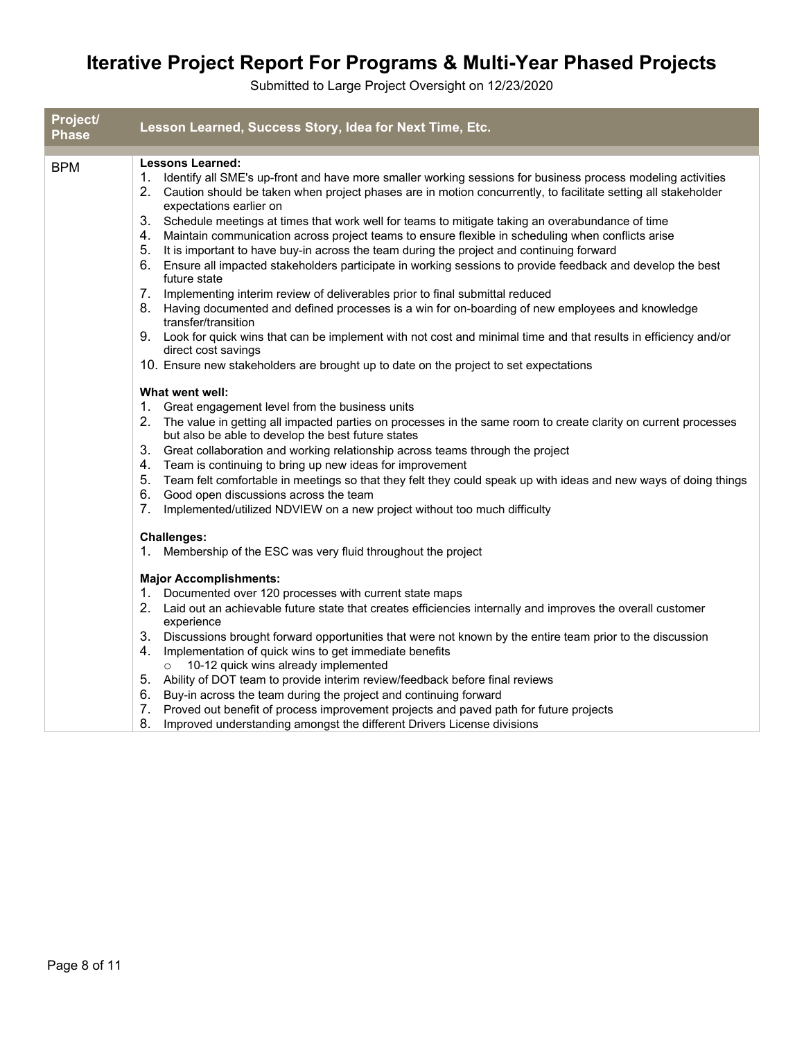# Iterative Project Report For Programs & Multi-Year Phased Projects

Submitted to Large Project Oversight on 12/23/2020

| Project/ Phase | Lesson Learned, Success Story, Idea for Next Time, Etc. |
|---|---|
| BPM | **Lessons Learned:**<br>1. Identify all SME's up-front and have more smaller working sessions for business process modeling activities<br>2. Caution should be taken when project phases are in motion concurrently, to facilitate setting all stakeholder expectations earlier on<br>3. Schedule meetings at times that work well for teams to mitigate taking an overabundance of time<br>4. Maintain communication across project teams to ensure flexible in scheduling when conflicts arise<br>5. It is important to have buy-in across the team during the project and continuing forward<br>6. Ensure all impacted stakeholders participate in working sessions to provide feedback and develop the best future state<br>7. Implementing interim review of deliverables prior to final submittal reduced<br>8. Having documented and defined processes is a win for on-boarding of new employees and knowledge transfer/transition<br>9. Look for quick wins that can be implement with not cost and minimal time and that results in efficiency and/or direct cost savings<br>10. Ensure new stakeholders are brought up to date on the project to set expectations<br><br>**What went well:**<br>1. Great engagement level from the business units<br>2. The value in getting all impacted parties on processes in the same room to create clarity on current processes but also be able to develop the best future states<br>3. Great collaboration and working relationship across teams through the project<br>4. Team is continuing to bring up new ideas for improvement<br>5. Team felt comfortable in meetings so that they felt they could speak up with ideas and new ways of doing things<br>6. Good open discussions across the team<br>7. Implemented/utilized NDVIEW on a new project without too much difficulty<br><br>**Challenges:**<br>1. Membership of the ESC was very fluid throughout the project<br><br>**Major Accomplishments:**<br>1. Documented over 120 processes with current state maps<br>2. Laid out an achievable future state that creates efficiencies internally and improves the overall customer experience<br>3. Discussions brought forward opportunities that were not known by the entire team prior to the discussion<br>4. Implementation of quick wins to get immediate benefits<br>&nbsp;&nbsp;&nbsp;&nbsp;○ 10-12 quick wins already implemented<br>5. Ability of DOT team to provide interim review/feedback before final reviews<br>6. Buy-in across the team during the project and continuing forward<br>7. Proved out benefit of process improvement projects and paved path for future projects<br>8. Improved understanding amongst the different Drivers License divisions |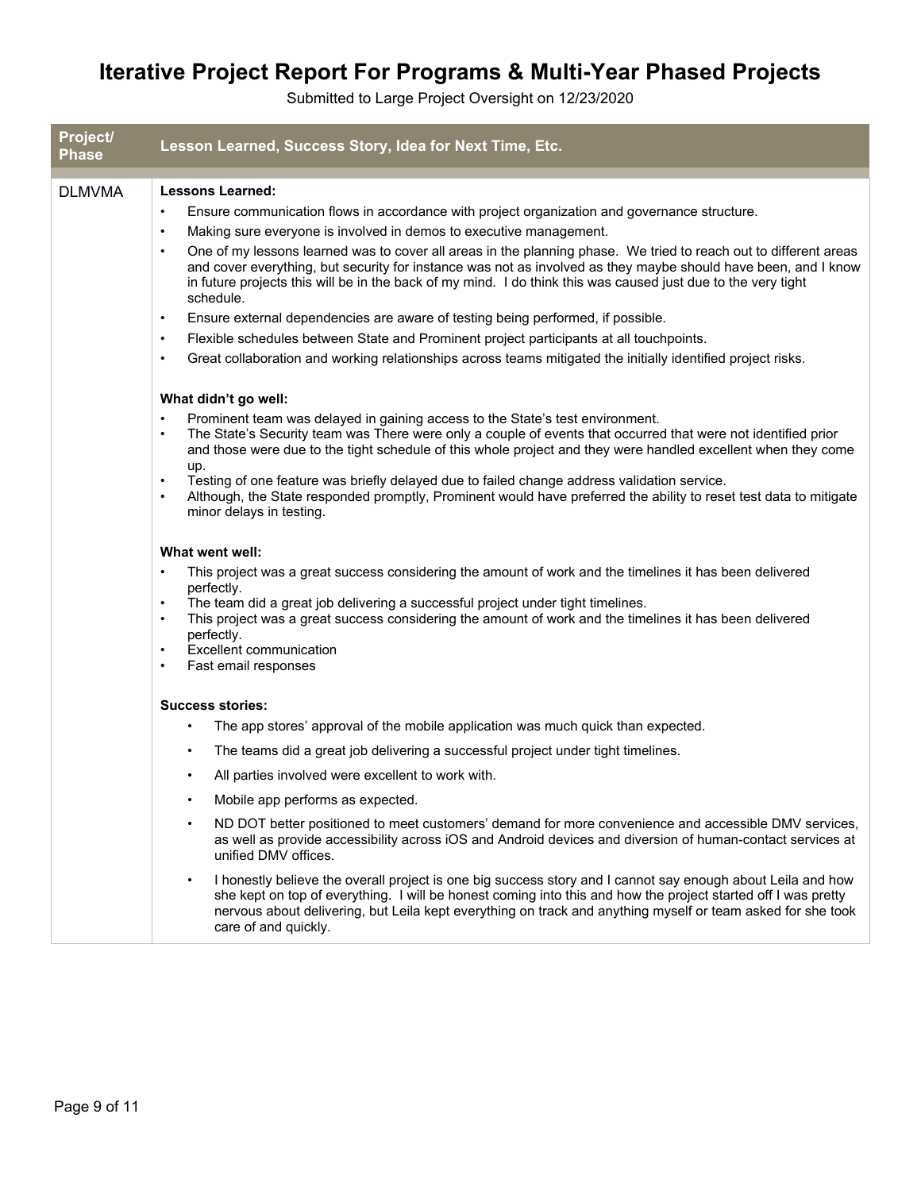# Iterative Project Report For Programs & Multi-Year Phased Projects

Submitted to Large Project Oversight on 12/23/2020

| Project/ Phase | Lesson Learned, Success Story, Idea for Next Time, Etc. |
| --- | --- |
| DLMVMA | **Lessons Learned:**<br>• Ensure communication flows in accordance with project organization and governance structure.<br>• Making sure everyone is involved in demos to executive management.<br>• One of my lessons learned was to cover all areas in the planning phase. We tried to reach out to different areas and cover everything, but security for instance was not as involved as they maybe should have been, and I know in future projects this will be in the back of my mind. I do think this was caused just due to the very tight schedule.<br>• Ensure external dependencies are aware of testing being performed, if possible.<br>• Flexible schedules between State and Prominent project participants at all touchpoints.<br>• Great collaboration and working relationships across teams mitigated the initially identified project risks.<br><br>**What didn't go well:**<br>• Prominent team was delayed in gaining access to the State's test environment.<br>• The State's Security team was There were only a couple of events that occurred that were not identified prior and those were due to the tight schedule of this whole project and they were handled excellent when they come up.<br>• Testing of one feature was briefly delayed due to failed change address validation service.<br>• Although, the State responded promptly, Prominent would have preferred the ability to reset test data to mitigate minor delays in testing.<br><br>**What went well:**<br>• This project was a great success considering the amount of work and the timelines it has been delivered perfectly.<br>• The team did a great job delivering a successful project under tight timelines.<br>• This project was a great success considering the amount of work and the timelines it has been delivered perfectly.<br>• Excellent communication<br>• Fast email responses<br><br>**Success stories:**<br>• The app stores' approval of the mobile application was much quick than expected.<br>• The teams did a great job delivering a successful project under tight timelines.<br>• All parties involved were excellent to work with.<br>• Mobile app performs as expected.<br>• ND DOT better positioned to meet customers' demand for more convenience and accessible DMV services, as well as provide accessibility across iOS and Android devices and diversion of human-contact services at unified DMV offices.<br>• I honestly believe the overall project is one big success story and I cannot say enough about Leila and how she kept on top of everything. I will be honest coming into this and how the project started off I was pretty nervous about delivering, but Leila kept everything on track and anything myself or team asked for she took care of and quickly. |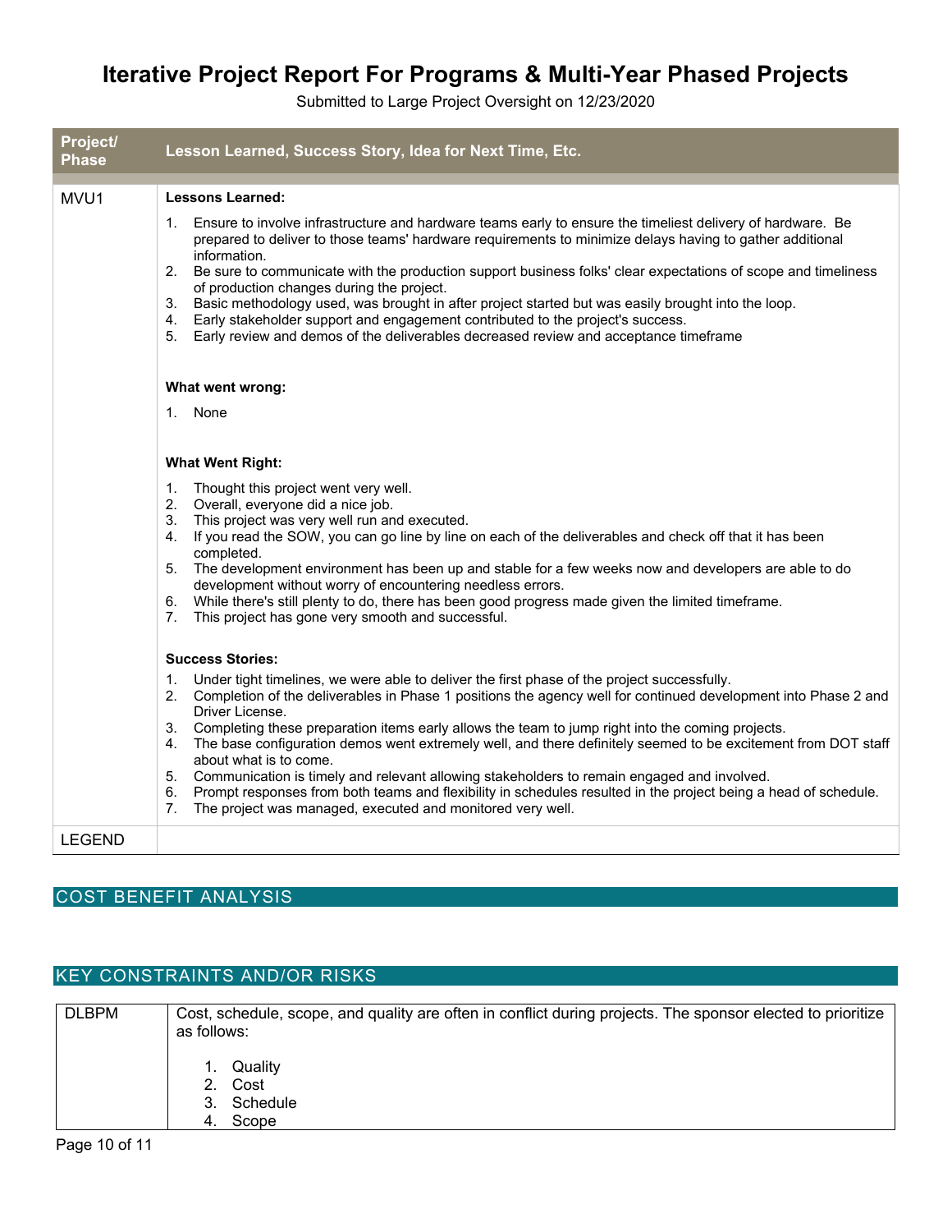# Iterative Project Report For Programs & Multi-Year Phased Projects

Submitted to Large Project Oversight on 12/23/2020

| Project/ Phase | Lesson Learned, Success Story, Idea for Next Time, Etc. |
|---|---|
| MVU1 | **Lessons Learned:**<br>1. Ensure to involve infrastructure and hardware teams early to ensure the timeliest delivery of hardware. Be prepared to deliver to those teams' hardware requirements to minimize delays having to gather additional information.<br>2. Be sure to communicate with the production support business folks' clear expectations of scope and timeliness of production changes during the project.<br>3. Basic methodology used, was brought in after project started but was easily brought into the loop.<br>4. Early stakeholder support and engagement contributed to the project's success.<br>5. Early review and demos of the deliverables decreased review and acceptance timeframe<br><br>**What went wrong:**<br>1. None<br><br>**What Went Right:**<br>1. Thought this project went very well.<br>2. Overall, everyone did a nice job.<br>3. This project was very well run and executed.<br>4. If you read the SOW, you can go line by line on each of the deliverables and check off that it has been completed.<br>5. The development environment has been up and stable for a few weeks now and developers are able to do development without worry of encountering needless errors.<br>6. While there's still plenty to do, there has been good progress made given the limited timeframe.<br>7. This project has gone very smooth and successful.<br><br>**Success Stories:**<br>1. Under tight timelines, we were able to deliver the first phase of the project successfully.<br>2. Completion of the deliverables in Phase 1 positions the agency well for continued development into Phase 2 and Driver License.<br>3. Completing these preparation items early allows the team to jump right into the coming projects.<br>4. The base configuration demos went extremely well, and there definitely seemed to be excitement from DOT staff about what is to come.<br>5. Communication is timely and relevant allowing stakeholders to remain engaged and involved.<br>6. Prompt responses from both teams and flexibility in schedules resulted in the project being a head of schedule.<br>7. The project was managed, executed and monitored very well. |
| LEGEND | |

## COST BENEFIT ANALYSIS

## KEY CONSTRAINTS AND/OR RISKS

| DLBPM | Cost, schedule, scope, and quality are often in conflict during projects. The sponsor elected to prioritize as follows:<br><br>1. Quality<br>2. Cost<br>3. Schedule<br>4. Scope |
|---|---|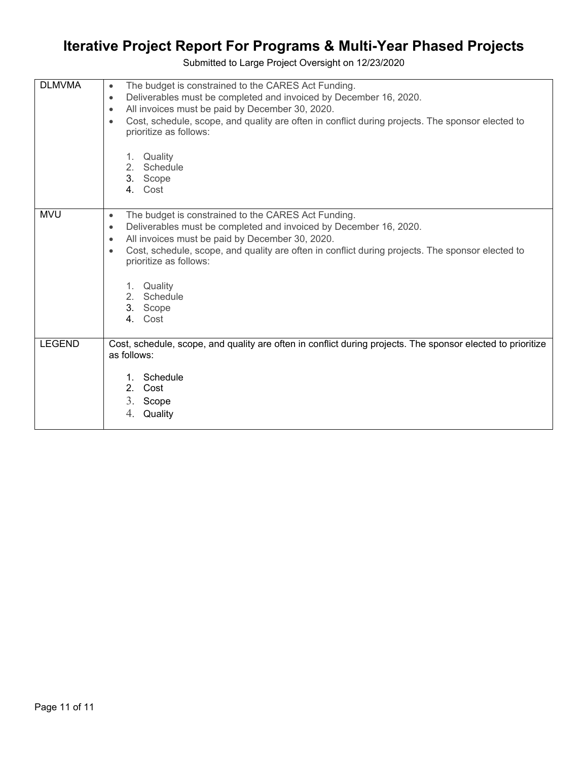# Iterative Project Report For Programs & Multi-Year Phased Projects

Submitted to Large Project Oversight on 12/23/2020

| | |
|---|---|
| DLMVMA | • The budget is constrained to the CARES Act Funding.<br>• Deliverables must be completed and invoiced by December 16, 2020.<br>• All invoices must be paid by December 30, 2020.<br>• Cost, schedule, scope, and quality are often in conflict during projects. The sponsor elected to prioritize as follows:<br><br>1. Quality<br>2. Schedule<br>3. Scope<br>4. Cost |
| MVU | • The budget is constrained to the CARES Act Funding.<br>• Deliverables must be completed and invoiced by December 16, 2020.<br>• All invoices must be paid by December 30, 2020.<br>• Cost, schedule, scope, and quality are often in conflict during projects. The sponsor elected to prioritize as follows:<br><br>1. Quality<br>2. Schedule<br>3. Scope<br>4. Cost |
| LEGEND | Cost, schedule, scope, and quality are often in conflict during projects. The sponsor elected to prioritize as follows:<br><br>1. Schedule<br>2. Cost<br>3. Scope<br>4. Quality |